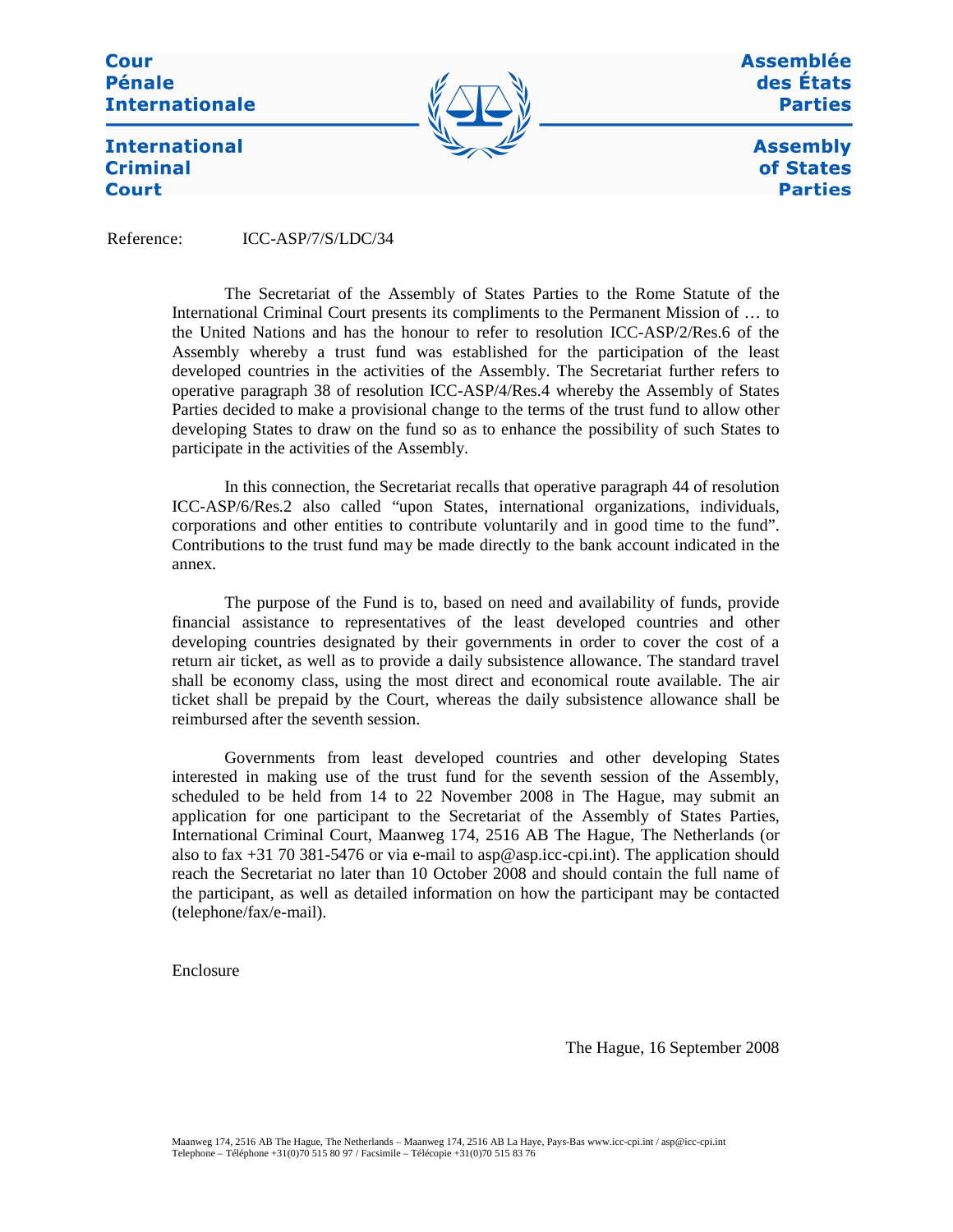Cour Pénale Internationale

International Criminal Court

Assemblée des États Parties

Assembly of States Parties

Reference: ICC-ASP/7/S/LDC/34

The Secretariat of the Assembly of States Parties to the Rome Statute of the International Criminal Court presents its compliments to the Permanent Mission of … to the United Nations and has the honour to refer to resolution ICC-ASP/2/Res.6 of the Assembly whereby a trust fund was established for the participation of the least developed countries in the activities of the Assembly. The Secretariat further refers to operative paragraph 38 of resolution ICC-ASP/4/Res.4 whereby the Assembly of States Parties decided to make a provisional change to the terms of the trust fund to allow other developing States to draw on the fund so as to enhance the possibility of such States to participate in the activities of the Assembly.

In this connection, the Secretariat recalls that operative paragraph 44 of resolution ICC-ASP/6/Res.2 also called "upon States, international organizations, individuals, corporations and other entities to contribute voluntarily and in good time to the fund". Contributions to the trust fund may be made directly to the bank account indicated in the annex.

The purpose of the Fund is to, based on need and availability of funds, provide financial assistance to representatives of the least developed countries and other developing countries designated by their governments in order to cover the cost of a return air ticket, as well as to provide a daily subsistence allowance. The standard travel shall be economy class, using the most direct and economical route available. The air ticket shall be prepaid by the Court, whereas the daily subsistence allowance shall be reimbursed after the seventh session.

Governments from least developed countries and other developing States interested in making use of the trust fund for the seventh session of the Assembly, scheduled to be held from 14 to 22 November 2008 in The Hague, may submit an application for one participant to the Secretariat of the Assembly of States Parties, International Criminal Court, Maanweg 174, 2516 AB The Hague, The Netherlands (or also to fax +31 70 381-5476 or via e-mail to asp@asp.icc-cpi.int). The application should reach the Secretariat no later than 10 October 2008 and should contain the full name of the participant, as well as detailed information on how the participant may be contacted (telephone/fax/e-mail).

Enclosure

The Hague, 16 September 2008

Maanweg 174, 2516 AB The Hague, The Netherlands – Maanweg 174, 2516 AB La Haye, Pays-Bas www.icc-cpi.int / asp@icc-cpi.int
Telephone – Téléphone +31(0)70 515 80 97 / Facsimile – Télécopie +31(0)70 515 83 76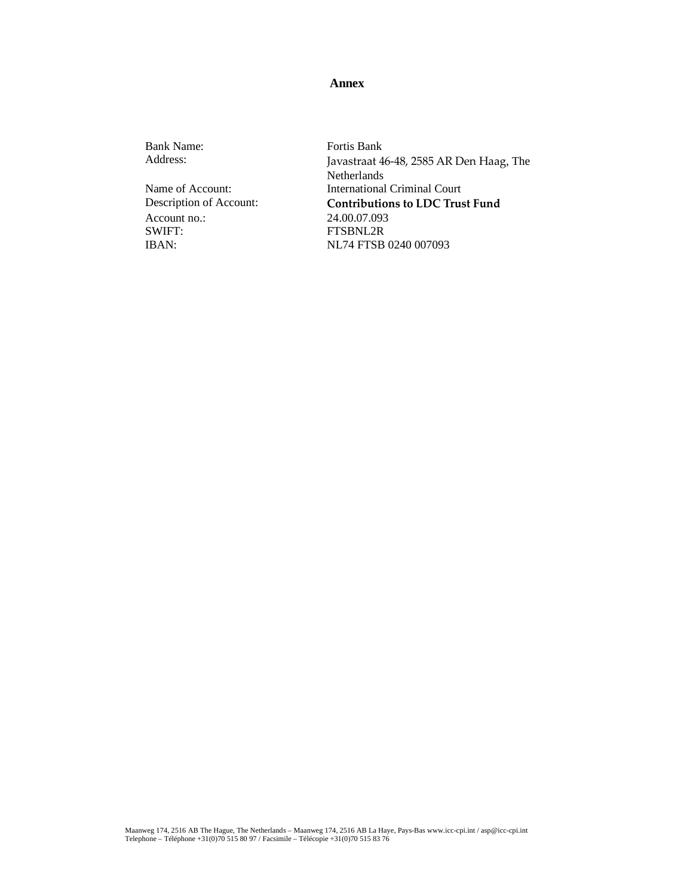# Annex

| | |
|---|---|
| Bank Name: | Fortis Bank |
| Address: | Javastraat 46-48, 2585 AR Den Haag, The Netherlands |
| Name of Account: | International Criminal Court |
| Description of Account: | **Contributions to LDC Trust Fund** |
| Account no.: | 24.00.07.093 |
| SWIFT: | FTSBNL2R |
| IBAN: | NL74 FTSB 0240 007093 |

Maanweg 174, 2516 AB The Hague, The Netherlands – Maanweg 174, 2516 AB La Haye, Pays-Bas www.icc-cpi.int / asp@icc-cpi.int
Telephone – Téléphone +31(0)70 515 80 97 / Facsimile – Télécopie +31(0)70 515 83 76